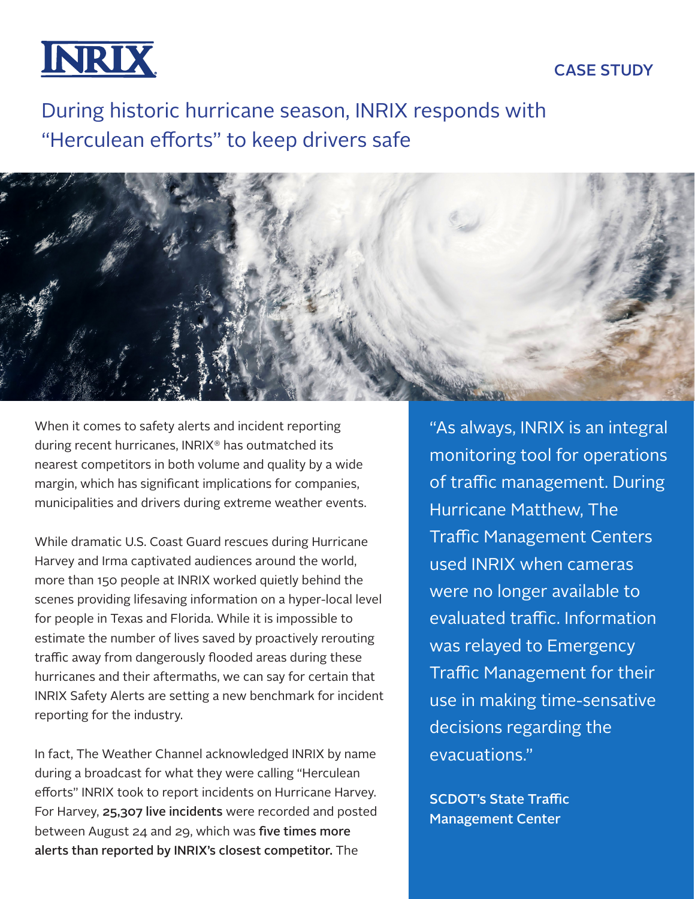INRIX

CASE STUDY

# During historic hurricane season, INRIX responds with "Herculean efforts" to keep drivers safe

When it comes to safety alerts and incident reporting during recent hurricanes, INRIX® has outmatched its nearest competitors in both volume and quality by a wide margin, which has significant implications for companies, municipalities and drivers during extreme weather events.

While dramatic U.S. Coast Guard rescues during Hurricane Harvey and Irma captivated audiences around the world, more than 150 people at INRIX worked quietly behind the scenes providing lifesaving information on a hyper-local level for people in Texas and Florida. While it is impossible to estimate the number of lives saved by proactively rerouting traffic away from dangerously flooded areas during these hurricanes and their aftermaths, we can say for certain that INRIX Safety Alerts are setting a new benchmark for incident reporting for the industry.

In fact, The Weather Channel acknowledged INRIX by name during a broadcast for what they were calling "Herculean efforts" INRIX took to report incidents on Hurricane Harvey. For Harvey, **25,307 live incidents** were recorded and posted between August 24 and 29, which was **five times more alerts than reported by INRIX's closest competitor.** The

> "As always, INRIX is an integral monitoring tool for operations of traffic management. During Hurricane Matthew, The Traffic Management Centers used INRIX when cameras were no longer available to evaluated traffic. Information was relayed to Emergency Traffic Management for their use in making time-sensative decisions regarding the evacuations."
>
> **SCDOT's State Traffic Management Center**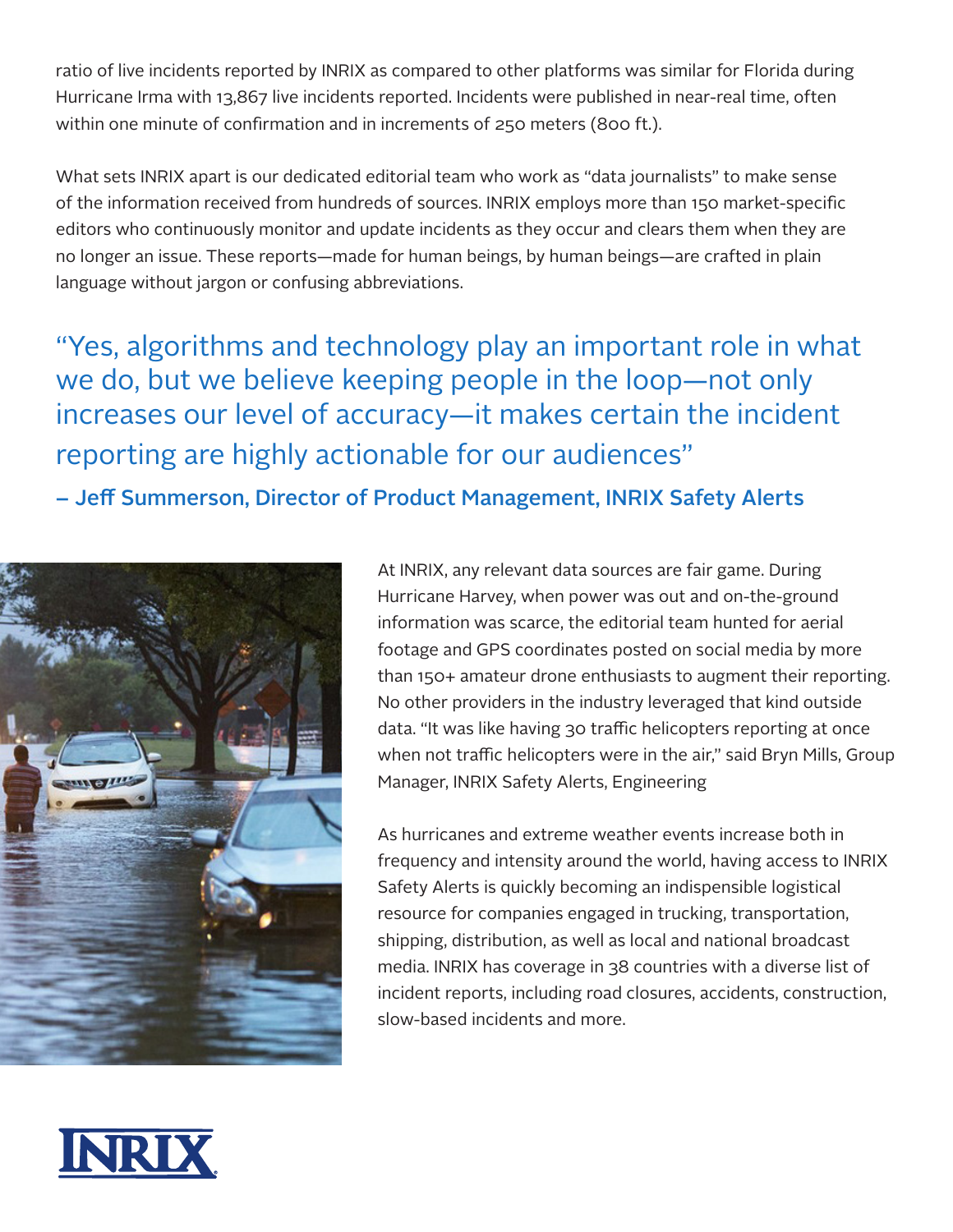ratio of live incidents reported by INRIX as compared to other platforms was similar for Florida during Hurricane Irma with 13,867 live incidents reported. Incidents were published in near-real time, often within one minute of confirmation and in increments of 250 meters (800 ft.).

What sets INRIX apart is our dedicated editorial team who work as "data journalists" to make sense of the information received from hundreds of sources. INRIX employs more than 150 market-specific editors who continuously monitor and update incidents as they occur and clears them when they are no longer an issue. These reports—made for human beings, by human beings—are crafted in plain language without jargon or confusing abbreviations.

> "Yes, algorithms and technology play an important role in what we do, but we believe keeping people in the loop—not only increases our level of accuracy—it makes certain the incident reporting are highly actionable for our audiences"
>
> **– Jeff Summerson, Director of Product Management, INRIX Safety Alerts**

At INRIX, any relevant data sources are fair game. During Hurricane Harvey, when power was out and on-the-ground information was scarce, the editorial team hunted for aerial footage and GPS coordinates posted on social media by more than 150+ amateur drone enthusiasts to augment their reporting. No other providers in the industry leveraged that kind outside data. "It was like having 30 traffic helicopters reporting at once when not traffic helicopters were in the air," said Bryn Mills, Group Manager, INRIX Safety Alerts, Engineering

As hurricanes and extreme weather events increase both in frequency and intensity around the world, having access to INRIX Safety Alerts is quickly becoming an indispensible logistical resource for companies engaged in trucking, transportation, shipping, distribution, as well as local and national broadcast media. INRIX has coverage in 38 countries with a diverse list of incident reports, including road closures, accidents, construction, slow-based incidents and more.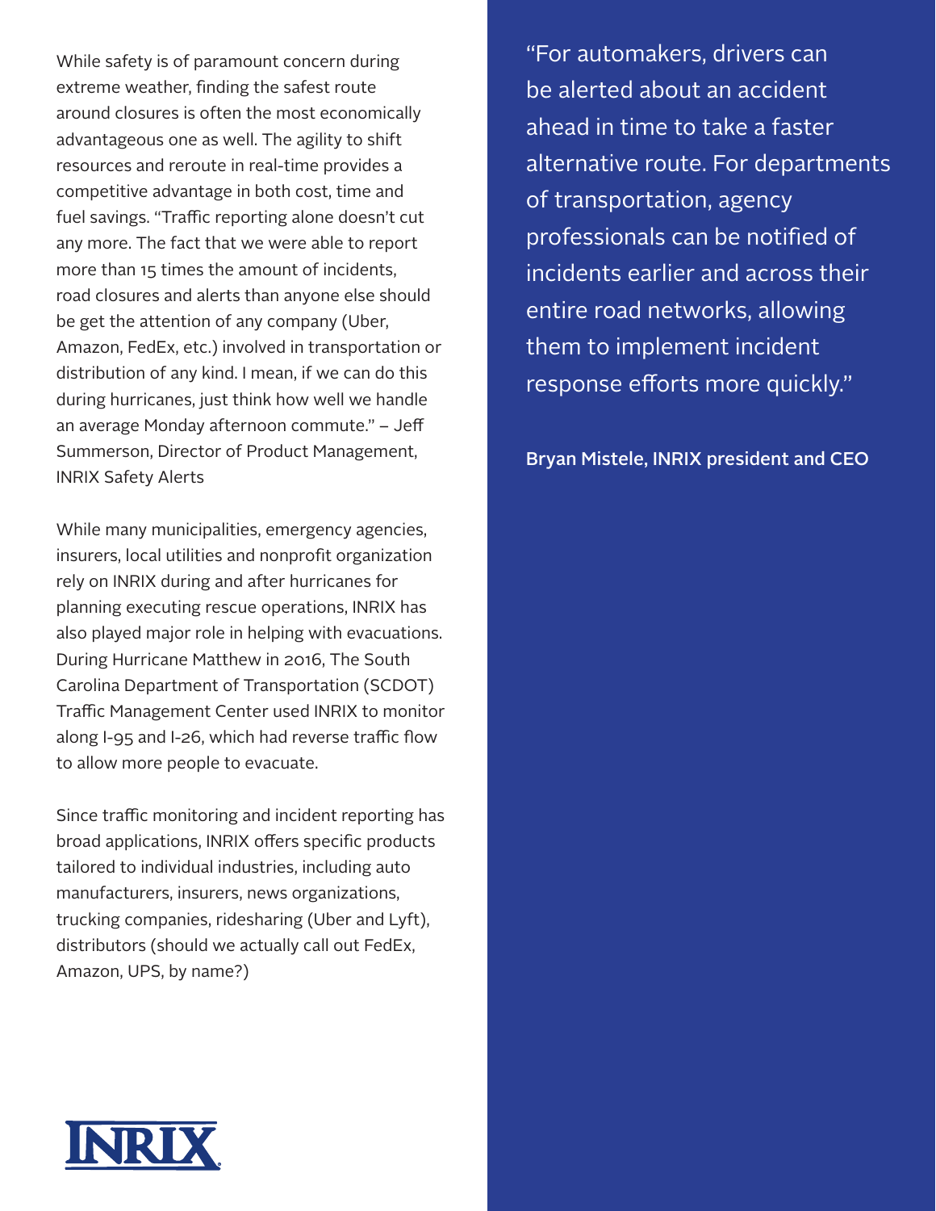While safety is of paramount concern during extreme weather, finding the safest route around closures is often the most economically advantageous one as well. The agility to shift resources and reroute in real-time provides a competitive advantage in both cost, time and fuel savings. "Traffic reporting alone doesn't cut any more. The fact that we were able to report more than 15 times the amount of incidents, road closures and alerts than anyone else should be get the attention of any company (Uber, Amazon, FedEx, etc.) involved in transportation or distribution of any kind. I mean, if we can do this during hurricanes, just think how well we handle an average Monday afternoon commute." – Jeff Summerson, Director of Product Management, INRIX Safety Alerts

While many municipalities, emergency agencies, insurers, local utilities and nonprofit organization rely on INRIX during and after hurricanes for planning executing rescue operations, INRIX has also played major role in helping with evacuations. During Hurricane Matthew in 2016, The South Carolina Department of Transportation (SCDOT) Traffic Management Center used INRIX to monitor along I-95 and I-26, which had reverse traffic flow to allow more people to evacuate.

Since traffic monitoring and incident reporting has broad applications, INRIX offers specific products tailored to individual industries, including auto manufacturers, insurers, news organizations, trucking companies, ridesharing (Uber and Lyft), distributors (should we actually call out FedEx, Amazon, UPS, by name?)

"For automakers, drivers can be alerted about an accident ahead in time to take a faster alternative route. For departments of transportation, agency professionals can be notified of incidents earlier and across their entire road networks, allowing them to implement incident response efforts more quickly."

**Bryan Mistele, INRIX president and CEO**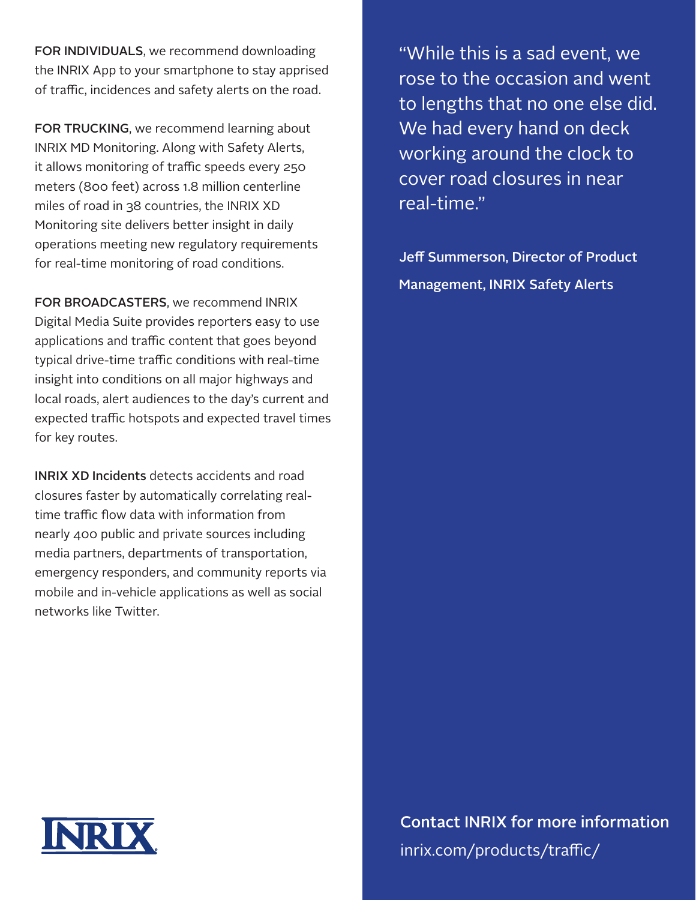**FOR INDIVIDUALS**, we recommend downloading the INRIX App to your smartphone to stay apprised of traffic, incidences and safety alerts on the road.

**FOR TRUCKING**, we recommend learning about INRIX MD Monitoring. Along with Safety Alerts, it allows monitoring of traffic speeds every 250 meters (800 feet) across 1.8 million centerline miles of road in 38 countries, the INRIX XD Monitoring site delivers better insight in daily operations meeting new regulatory requirements for real-time monitoring of road conditions.

**FOR BROADCASTERS**, we recommend INRIX Digital Media Suite provides reporters easy to use applications and traffic content that goes beyond typical drive-time traffic conditions with real-time insight into conditions on all major highways and local roads, alert audiences to the day's current and expected traffic hotspots and expected travel times for key routes.

**INRIX XD Incidents** detects accidents and road closures faster by automatically correlating real-time traffic flow data with information from nearly 400 public and private sources including media partners, departments of transportation, emergency responders, and community reports via mobile and in-vehicle applications as well as social networks like Twitter.

"While this is a sad event, we rose to the occasion and went to lengths that no one else did. We had every hand on deck working around the clock to cover road closures in near real-time."

**Jeff Summerson, Director of Product Management, INRIX Safety Alerts**

INRIX

**Contact INRIX for more information**

inrix.com/products/traffic/